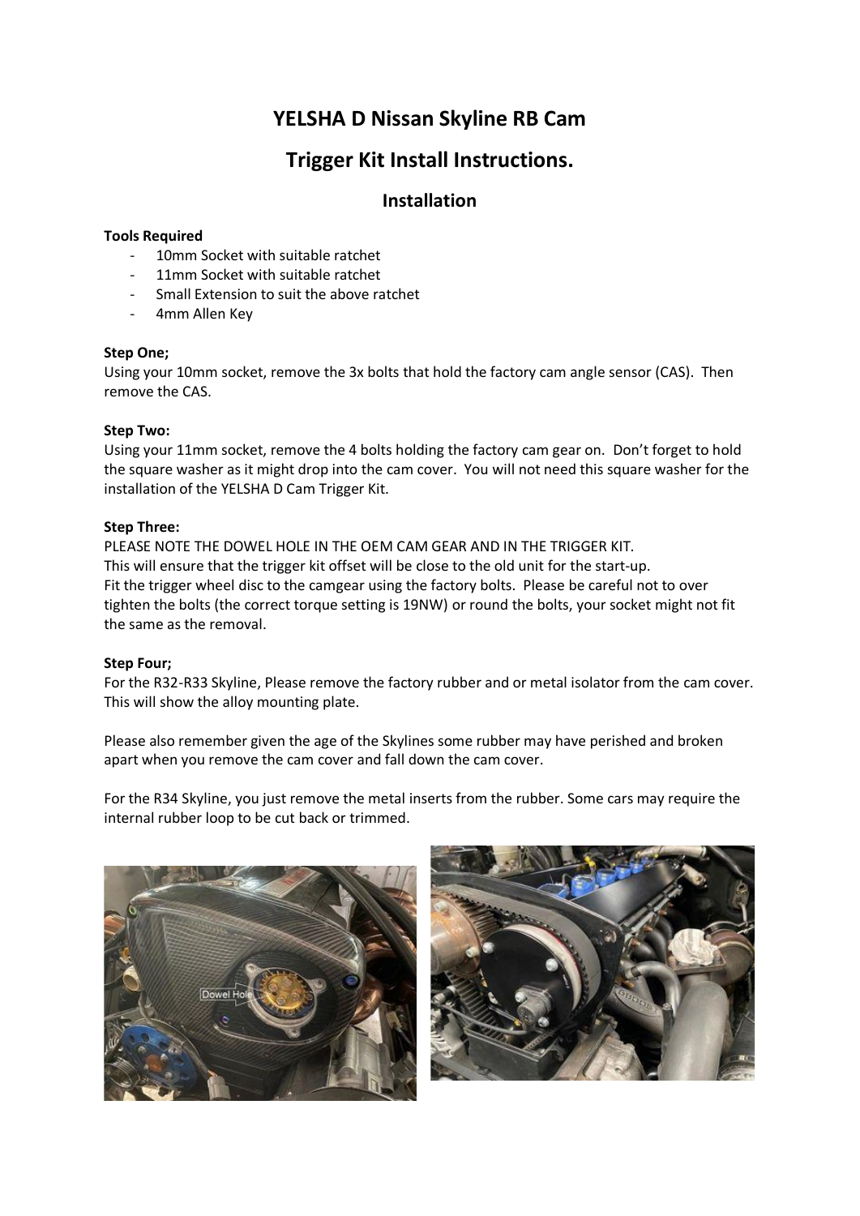# YELSHA D Nissan Skyline RB Cam

# Trigger Kit Install Instructions.

## Installation

**Tools Required**

- 10mm Socket with suitable ratchet
- 11mm Socket with suitable ratchet
- Small Extension to suit the above ratchet
- 4mm Allen Key

**Step One;**

Using your 10mm socket, remove the 3x bolts that hold the factory cam angle sensor (CAS). Then remove the CAS.

**Step Two:**

Using your 11mm socket, remove the 4 bolts holding the factory cam gear on. Don't forget to hold the square washer as it might drop into the cam cover. You will not need this square washer for the installation of the YELSHA D Cam Trigger Kit.

**Step Three:**

PLEASE NOTE THE DOWEL HOLE IN THE OEM CAM GEAR AND IN THE TRIGGER KIT.
This will ensure that the trigger kit offset will be close to the old unit for the start-up.
Fit the trigger wheel disc to the camgear using the factory bolts. Please be careful not to over tighten the bolts (the correct torque setting is 19NW) or round the bolts, your socket might not fit the same as the removal.

**Step Four;**

For the R32-R33 Skyline, Please remove the factory rubber and or metal isolator from the cam cover. This will show the alloy mounting plate.

Please also remember given the age of the Skylines some rubber may have perished and broken apart when you remove the cam cover and fall down the cam cover.

For the R34 Skyline, you just remove the metal inserts from the rubber. Some cars may require the internal rubber loop to be cut back or trimmed.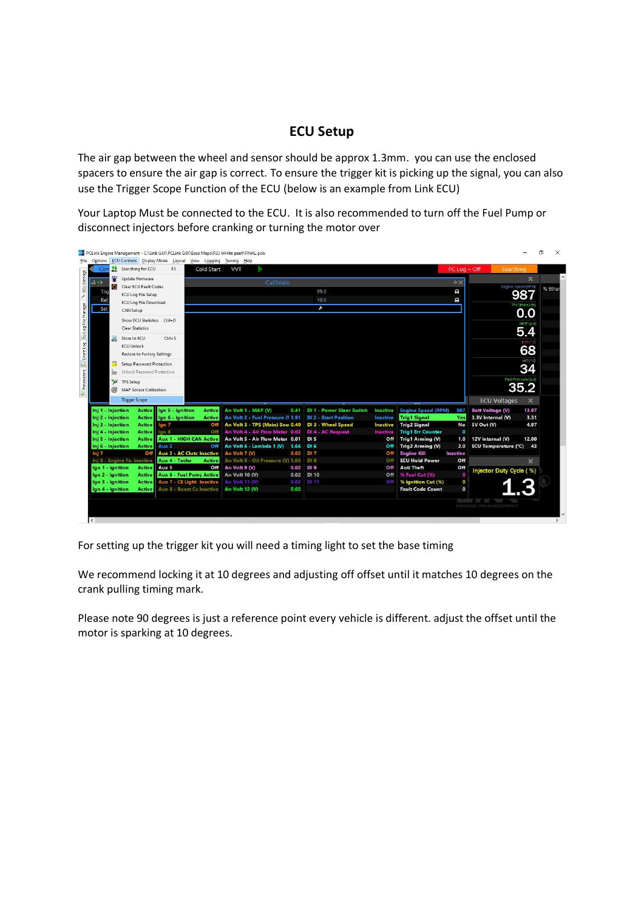# ECU Setup

The air gap between the wheel and sensor should be approx 1.3mm. you can use the enclosed spacers to ensure the air gap is correct. To ensure the trigger kit is picking up the signal, you can also use the Trigger Scope Function of the ECU (below is an example from Link ECU)

Your Laptop Must be connected to the ECU. It is also recommended to turn off the Fuel Pump or disconnect injectors before cranking or turning the motor over

For setting up the trigger kit you will need a timing light to set the base timing

We recommend locking it at 10 degrees and adjusting off offset until it matches 10 degrees on the crank pulling timing mark.

Please note 90 degrees is just a reference point every vehicle is different. adjust the offset until the motor is sparking at 10 degrees.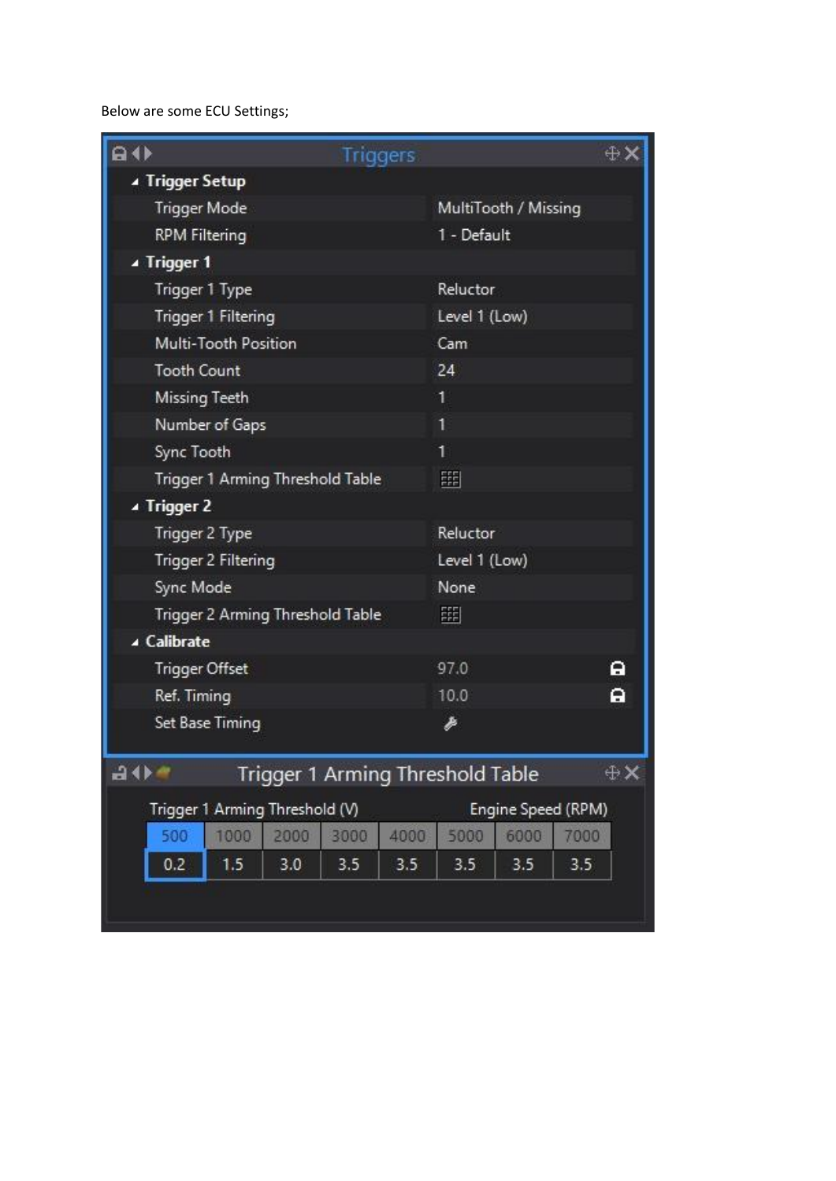Below are some ECU Settings;

## Triggers

### Trigger Setup

| Setting | Value |
|---|---|
| Trigger Mode | MultiTooth / Missing |
| RPM Filtering | 1 - Default |

### Trigger 1

| Setting | Value |
|---|---|
| Trigger 1 Type | Reluctor |
| Trigger 1 Filtering | Level 1 (Low) |
| Multi-Tooth Position | Cam |
| Tooth Count | 24 |
| Missing Teeth | 1 |
| Number of Gaps | 1 |
| Sync Tooth | 1 |
| Trigger 1 Arming Threshold Table | |

### Trigger 2

| Setting | Value |
|---|---|
| Trigger 2 Type | Reluctor |
| Trigger 2 Filtering | Level 1 (Low) |
| Sync Mode | None |
| Trigger 2 Arming Threshold Table | |

### Calibrate

| Setting | Value |
|---|---|
| Trigger Offset | 97.0 |
| Ref. Timing | 10.0 |
| Set Base Timing | |

## Trigger 1 Arming Threshold Table

Trigger 1 Arming Threshold (V) — Engine Speed (RPM)

| 500 | 1000 | 2000 | 3000 | 4000 | 5000 | 6000 | 7000 |
|---|---|---|---|---|---|---|---|
| 0.2 | 1.5 | 3.0 | 3.5 | 3.5 | 3.5 | 3.5 | 3.5 |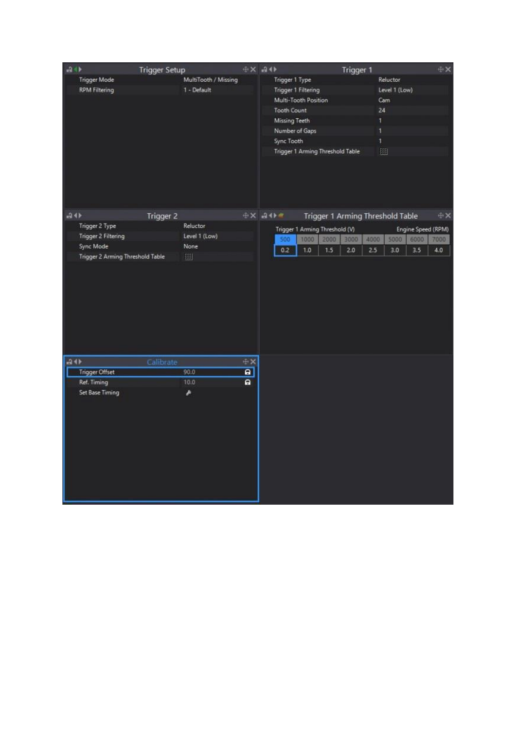## Trigger Setup

| | |
|---|---|
| Trigger Mode | MultiTooth / Missing |
| RPM Filtering | 1 - Default |

## Trigger 1

| | |
|---|---|
| Trigger 1 Type | Reluctor |
| Trigger 1 Filtering | Level 1 (Low) |
| Multi-Tooth Position | Cam |
| Tooth Count | 24 |
| Missing Teeth | 1 |
| Number of Gaps | 1 |
| Sync Tooth | 1 |
| Trigger 1 Arming Threshold Table | |

## Trigger 2

| | |
|---|---|
| Trigger 2 Type | Reluctor |
| Trigger 2 Filtering | Level 1 (Low) |
| Sync Mode | None |
| Trigger 2 Arming Threshold Table | |

## Trigger 1 Arming Threshold Table

Trigger 1 Arming Threshold (V) — Engine Speed (RPM)

| 500 | 1000 | 2000 | 3000 | 4000 | 5000 | 6000 | 7000 |
|---|---|---|---|---|---|---|---|
| 0.2 | 1.0 | 1.5 | 2.0 | 2.5 | 3.0 | 3.5 | 4.0 |

## Calibrate

| | |
|---|---|
| Trigger Offset | 90.0 |
| Ref. Timing | 10.0 |
| Set Base Timing | |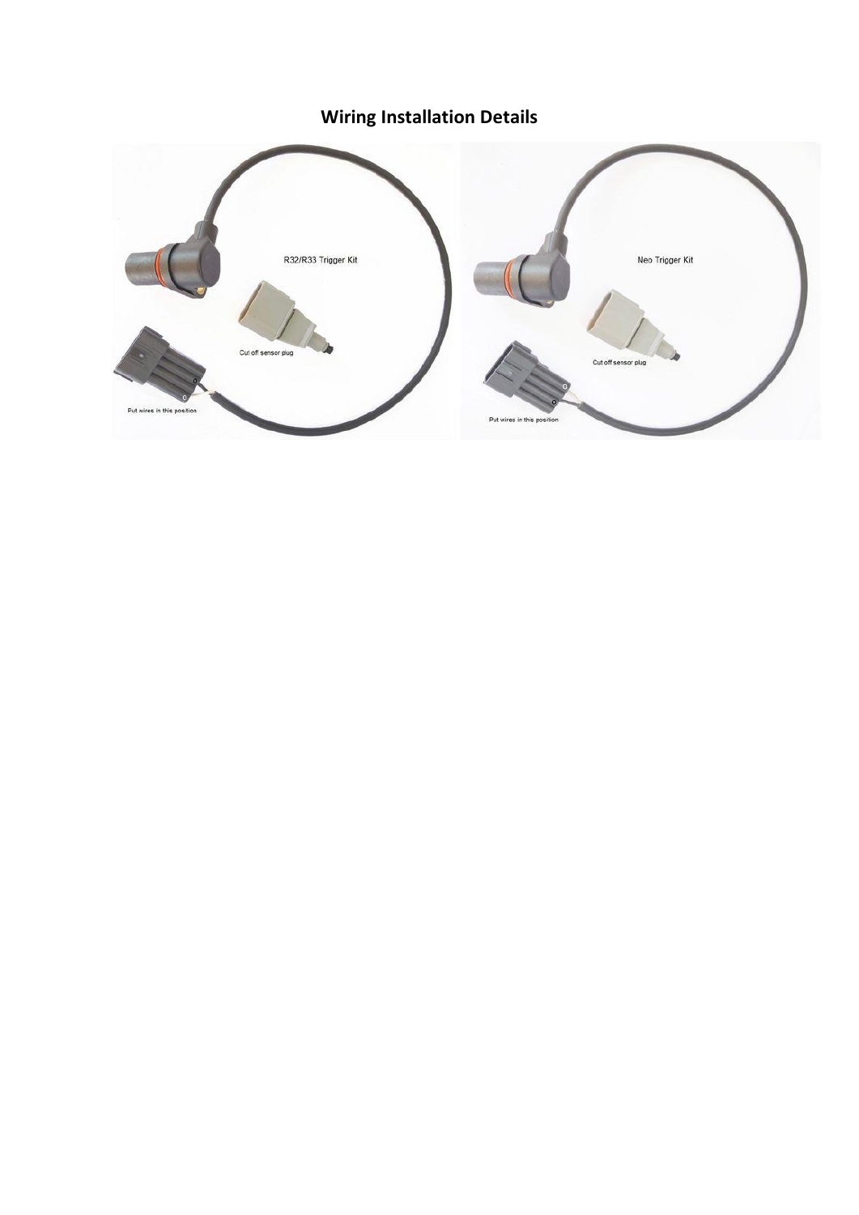# Wiring Installation Details

R32/R33 Trigger Kit

Cut off sensor plug

Put wires in this position

Neo Trigger Kit

Cut off sensor plug

Put wires in this position